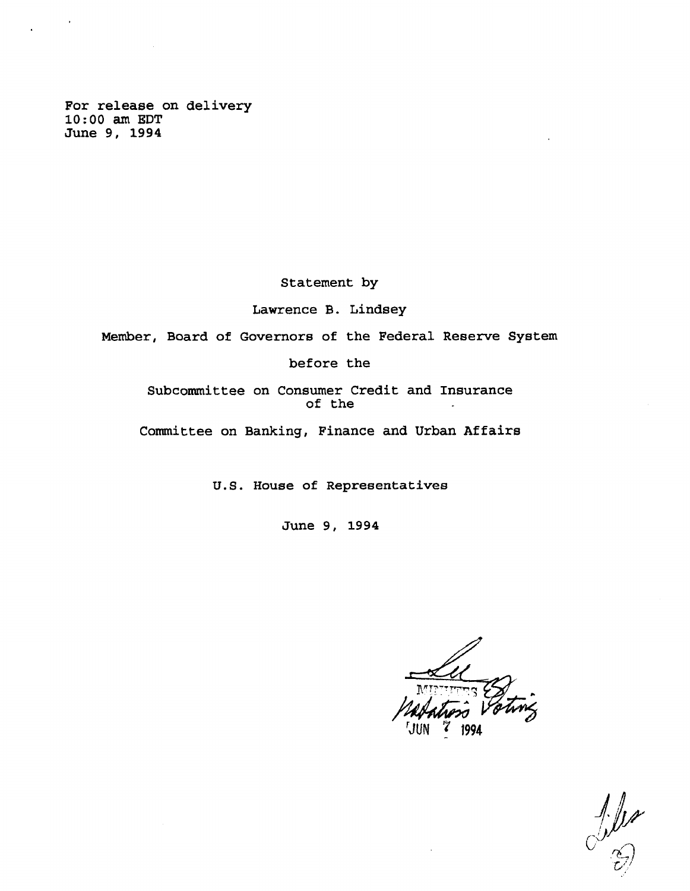For release on delivery
10:00 am EDT
June 9, 1994

Statement by

Lawrence B. Lindsey

Member, Board of Governors of the Federal Reserve System

before the

Subcommittee on Consumer Credit and Insurance
of the

Committee on Banking, Finance and Urban Affairs

U.S. House of Representatives

June 9, 1994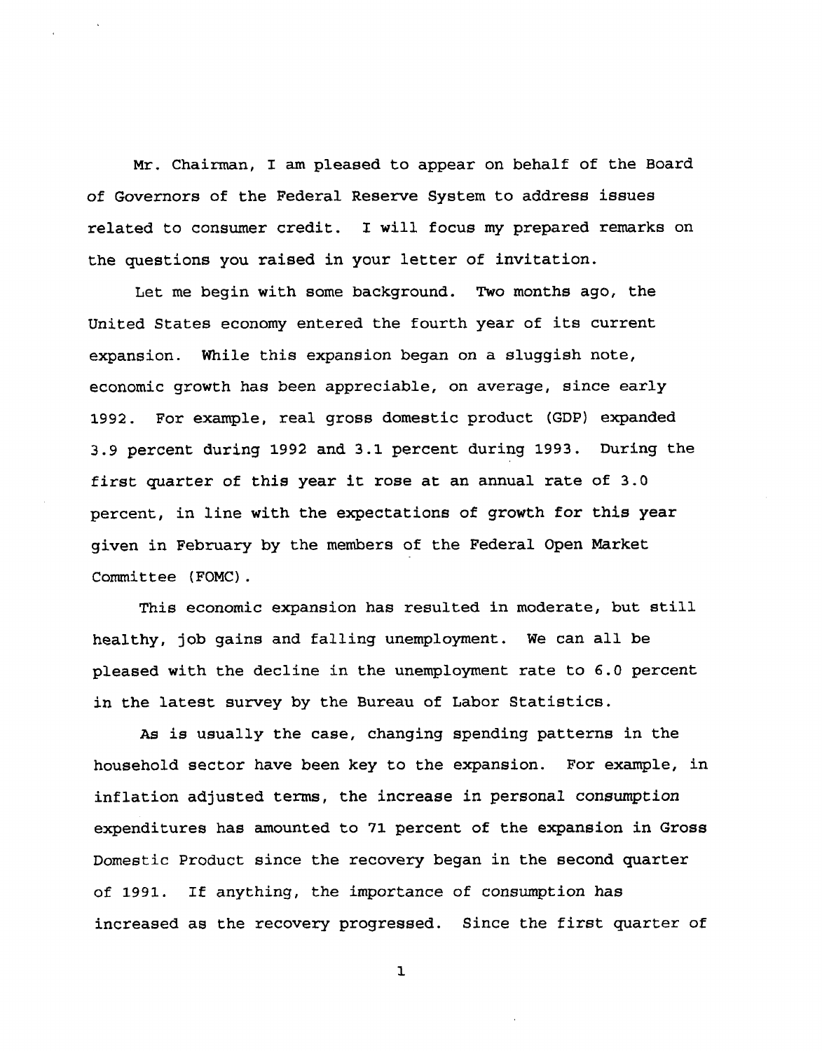Mr. Chairman, I am pleased to appear on behalf of the Board of Governors of the Federal Reserve System to address issues related to consumer credit. I will focus my prepared remarks on the questions you raised in your letter of invitation.

Let me begin with some background. Two months ago, the United States economy entered the fourth year of its current expansion. While this expansion began on a sluggish note, economic growth has been appreciable, on average, since early 1992. For example, real gross domestic product (GDP) expanded 3.9 percent during 1992 and 3.1 percent during 1993. During the first quarter of this year it rose at an annual rate of 3.0 percent, in line with the expectations of growth for this year given in February by the members of the Federal Open Market Committee (FOMC).

This economic expansion has resulted in moderate, but still healthy, job gains and falling unemployment. We can all be pleased with the decline in the unemployment rate to 6.0 percent in the latest survey by the Bureau of Labor Statistics.

As is usually the case, changing spending patterns in the household sector have been key to the expansion. For example, in inflation adjusted terms, the increase in personal consumption expenditures has amounted to 71 percent of the expansion in Gross Domestic Product since the recovery began in the second quarter of 1991. If anything, the importance of consumption has increased as the recovery progressed. Since the first quarter of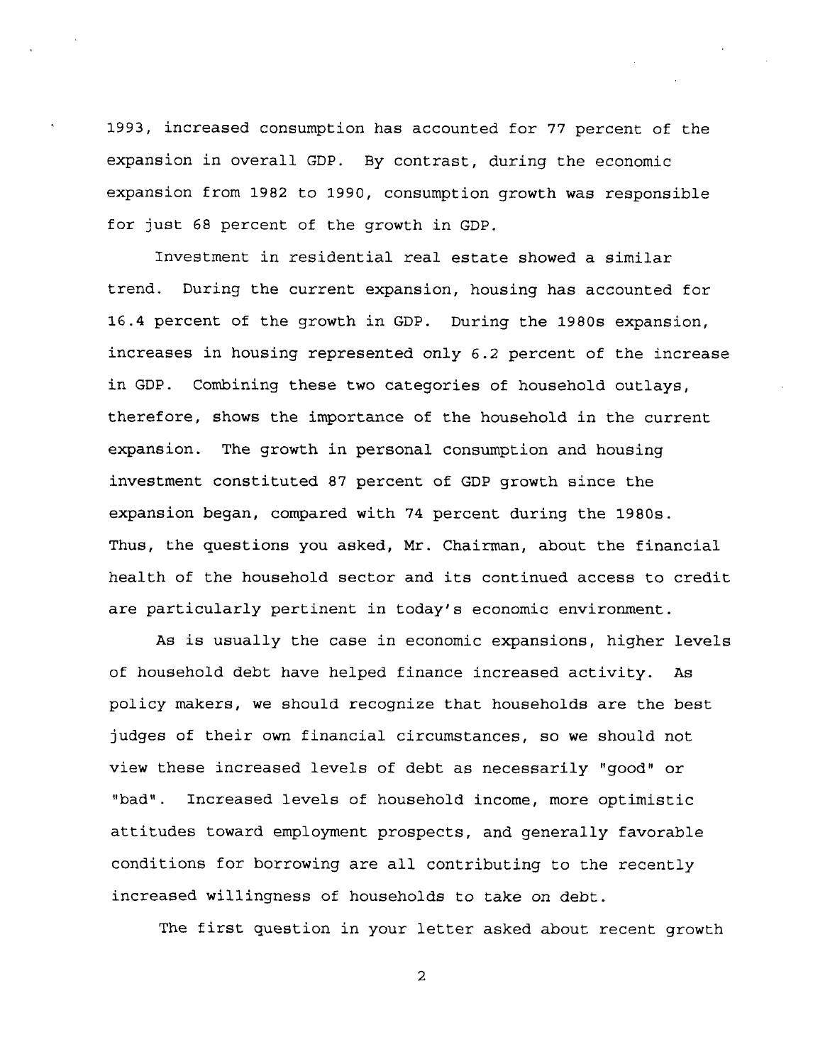1993, increased consumption has accounted for 77 percent of the expansion in overall GDP. By contrast, during the economic expansion from 1982 to 1990, consumption growth was responsible for just 68 percent of the growth in GDP.

Investment in residential real estate showed a similar trend. During the current expansion, housing has accounted for 16.4 percent of the growth in GDP. During the 1980s expansion, increases in housing represented only 6.2 percent of the increase in GDP. Combining these two categories of household outlays, therefore, shows the importance of the household in the current expansion. The growth in personal consumption and housing investment constituted 87 percent of GDP growth since the expansion began, compared with 74 percent during the 1980s. Thus, the questions you asked, Mr. Chairman, about the financial health of the household sector and its continued access to credit are particularly pertinent in today's economic environment.

As is usually the case in economic expansions, higher levels of household debt have helped finance increased activity. As policy makers, we should recognize that households are the best judges of their own financial circumstances, so we should not view these increased levels of debt as necessarily "good" or "bad". Increased levels of household income, more optimistic attitudes toward employment prospects, and generally favorable conditions for borrowing are all contributing to the recently increased willingness of households to take on debt.

The first question in your letter asked about recent growth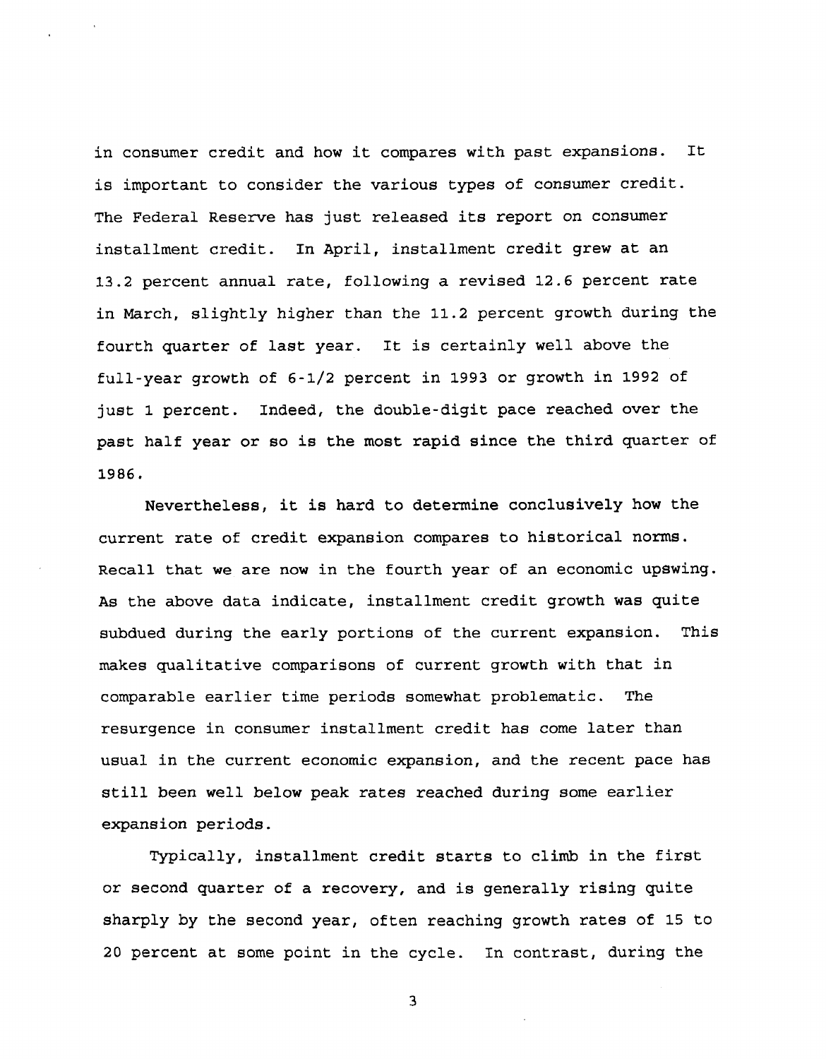in consumer credit and how it compares with past expansions. It is important to consider the various types of consumer credit. The Federal Reserve has just released its report on consumer installment credit. In April, installment credit grew at an 13.2 percent annual rate, following a revised 12.6 percent rate in March, slightly higher than the 11.2 percent growth during the fourth quarter of last year. It is certainly well above the full-year growth of 6-1/2 percent in 1993 or growth in 1992 of just 1 percent. Indeed, the double-digit pace reached over the past half year or so is the most rapid since the third quarter of 1986.

Nevertheless, it is hard to determine conclusively how the current rate of credit expansion compares to historical norms. Recall that we are now in the fourth year of an economic upswing. As the above data indicate, installment credit growth was quite subdued during the early portions of the current expansion. This makes qualitative comparisons of current growth with that in comparable earlier time periods somewhat problematic. The resurgence in consumer installment credit has come later than usual in the current economic expansion, and the recent pace has still been well below peak rates reached during some earlier expansion periods.

Typically, installment credit starts to climb in the first or second quarter of a recovery, and is generally rising quite sharply by the second year, often reaching growth rates of 15 to 20 percent at some point in the cycle. In contrast, during the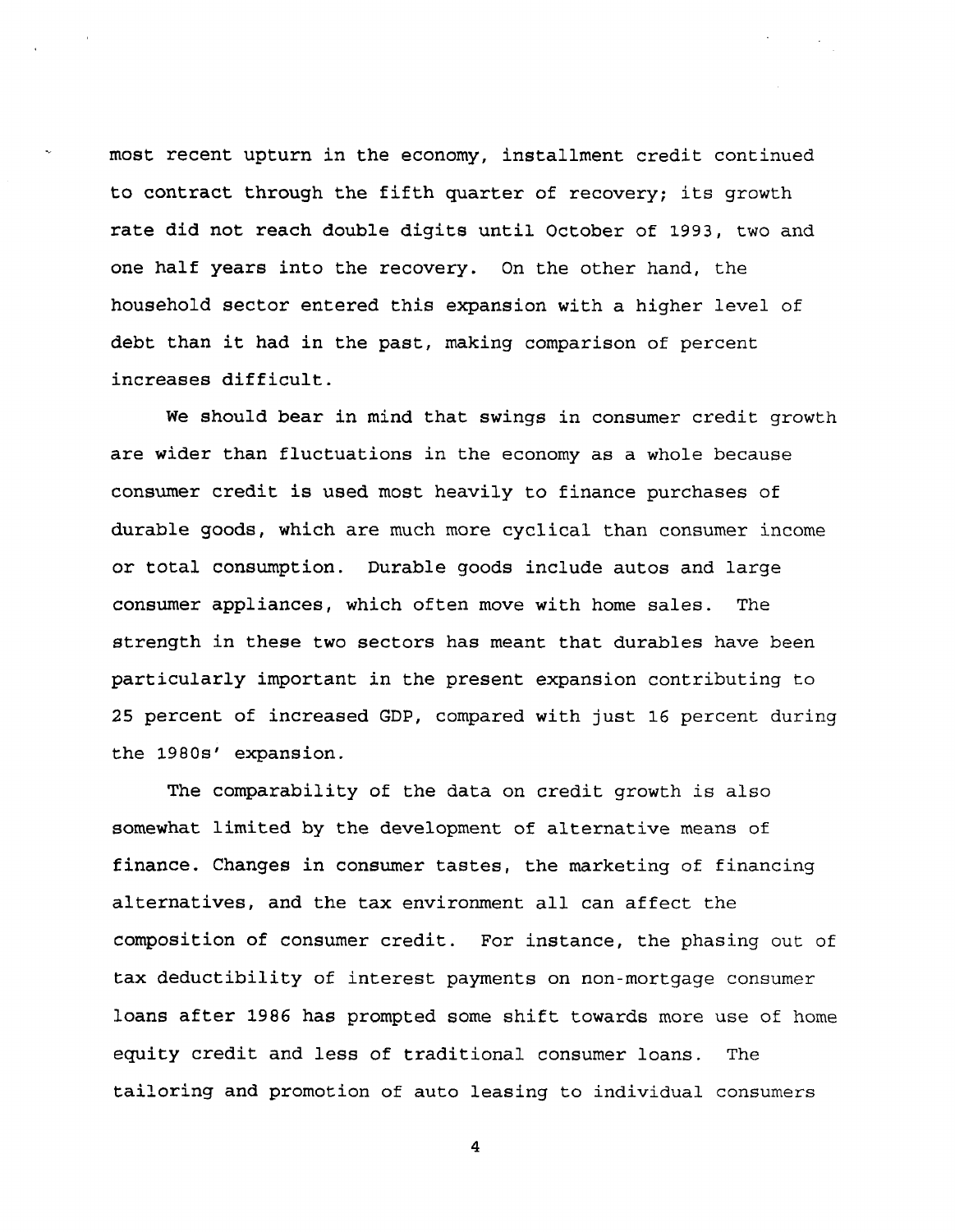most recent upturn in the economy, installment credit continued to contract through the fifth quarter of recovery; its growth rate did not reach double digits until October of 1993, two and one half years into the recovery. On the other hand, the household sector entered this expansion with a higher level of debt than it had in the past, making comparison of percent increases difficult.

We should bear in mind that swings in consumer credit growth are wider than fluctuations in the economy as a whole because consumer credit is used most heavily to finance purchases of durable goods, which are much more cyclical than consumer income or total consumption. Durable goods include autos and large consumer appliances, which often move with home sales. The strength in these two sectors has meant that durables have been particularly important in the present expansion contributing to 25 percent of increased GDP, compared with just 16 percent during the 1980s' expansion.

The comparability of the data on credit growth is also somewhat limited by the development of alternative means of finance. Changes in consumer tastes, the marketing of financing alternatives, and the tax environment all can affect the composition of consumer credit. For instance, the phasing out of tax deductibility of interest payments on non-mortgage consumer loans after 1986 has prompted some shift towards more use of home equity credit and less of traditional consumer loans. The tailoring and promotion of auto leasing to individual consumers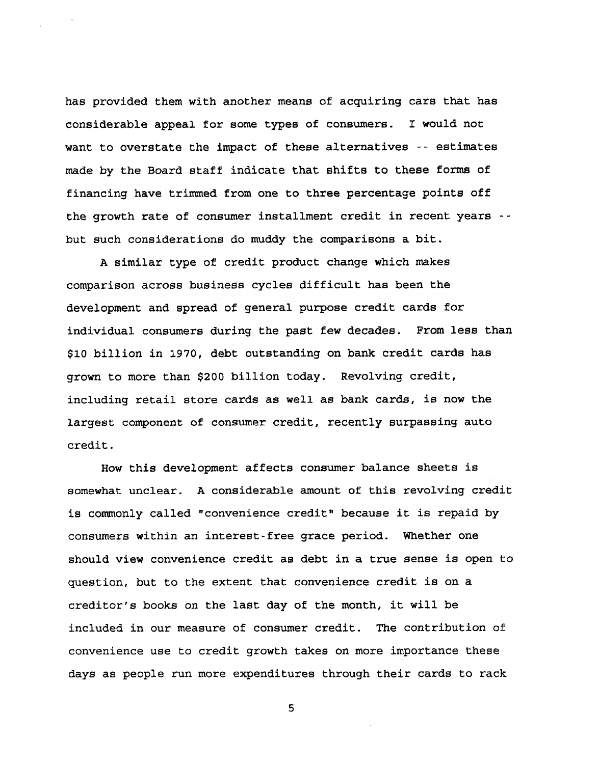has provided them with another means of acquiring cars that has considerable appeal for some types of consumers. I would not want to overstate the impact of these alternatives -- estimates made by the Board staff indicate that shifts to these forms of financing have trimmed from one to three percentage points off the growth rate of consumer installment credit in recent years -- but such considerations do muddy the comparisons a bit.

A similar type of credit product change which makes comparison across business cycles difficult has been the development and spread of general purpose credit cards for individual consumers during the past few decades. From less than $10 billion in 1970, debt outstanding on bank credit cards has grown to more than $200 billion today. Revolving credit, including retail store cards as well as bank cards, is now the largest component of consumer credit, recently surpassing auto credit.

How this development affects consumer balance sheets is somewhat unclear. A considerable amount of this revolving credit is commonly called "convenience credit" because it is repaid by consumers within an interest-free grace period. Whether one should view convenience credit as debt in a true sense is open to question, but to the extent that convenience credit is on a creditor's books on the last day of the month, it will be included in our measure of consumer credit. The contribution of convenience use to credit growth takes on more importance these days as people run more expenditures through their cards to rack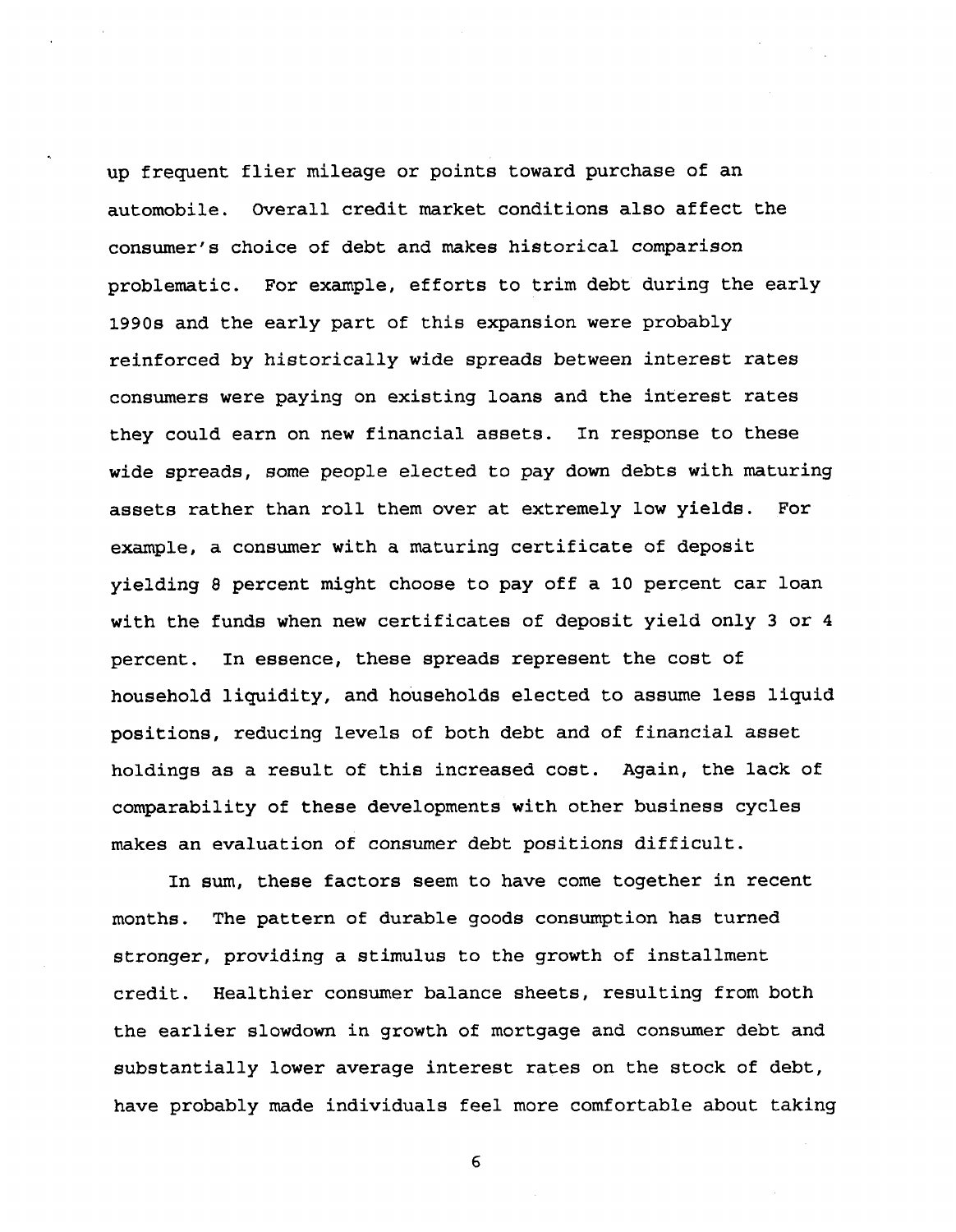up frequent flier mileage or points toward purchase of an automobile. Overall credit market conditions also affect the consumer's choice of debt and makes historical comparison problematic. For example, efforts to trim debt during the early 1990s and the early part of this expansion were probably reinforced by historically wide spreads between interest rates consumers were paying on existing loans and the interest rates they could earn on new financial assets. In response to these wide spreads, some people elected to pay down debts with maturing assets rather than roll them over at extremely low yields. For example, a consumer with a maturing certificate of deposit yielding 8 percent might choose to pay off a 10 percent car loan with the funds when new certificates of deposit yield only 3 or 4 percent. In essence, these spreads represent the cost of household liquidity, and households elected to assume less liquid positions, reducing levels of both debt and of financial asset holdings as a result of this increased cost. Again, the lack of comparability of these developments with other business cycles makes an evaluation of consumer debt positions difficult.

In sum, these factors seem to have come together in recent months. The pattern of durable goods consumption has turned stronger, providing a stimulus to the growth of installment credit. Healthier consumer balance sheets, resulting from both the earlier slowdown in growth of mortgage and consumer debt and substantially lower average interest rates on the stock of debt, have probably made individuals feel more comfortable about taking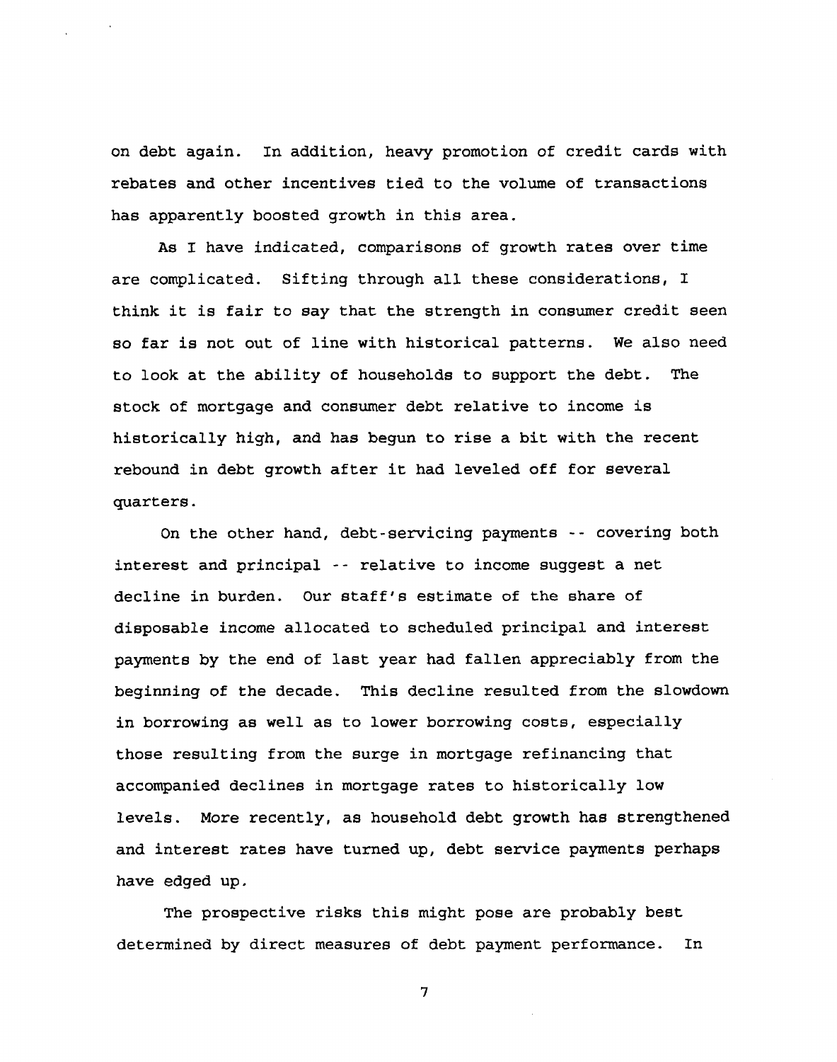on debt again. In addition, heavy promotion of credit cards with rebates and other incentives tied to the volume of transactions has apparently boosted growth in this area.

As I have indicated, comparisons of growth rates over time are complicated. Sifting through all these considerations, I think it is fair to say that the strength in consumer credit seen so far is not out of line with historical patterns. We also need to look at the ability of households to support the debt. The stock of mortgage and consumer debt relative to income is historically high, and has begun to rise a bit with the recent rebound in debt growth after it had leveled off for several quarters.

On the other hand, debt-servicing payments -- covering both interest and principal -- relative to income suggest a net decline in burden. Our staff's estimate of the share of disposable income allocated to scheduled principal and interest payments by the end of last year had fallen appreciably from the beginning of the decade. This decline resulted from the slowdown in borrowing as well as to lower borrowing costs, especially those resulting from the surge in mortgage refinancing that accompanied declines in mortgage rates to historically low levels. More recently, as household debt growth has strengthened and interest rates have turned up, debt service payments perhaps have edged up.

The prospective risks this might pose are probably best determined by direct measures of debt payment performance. In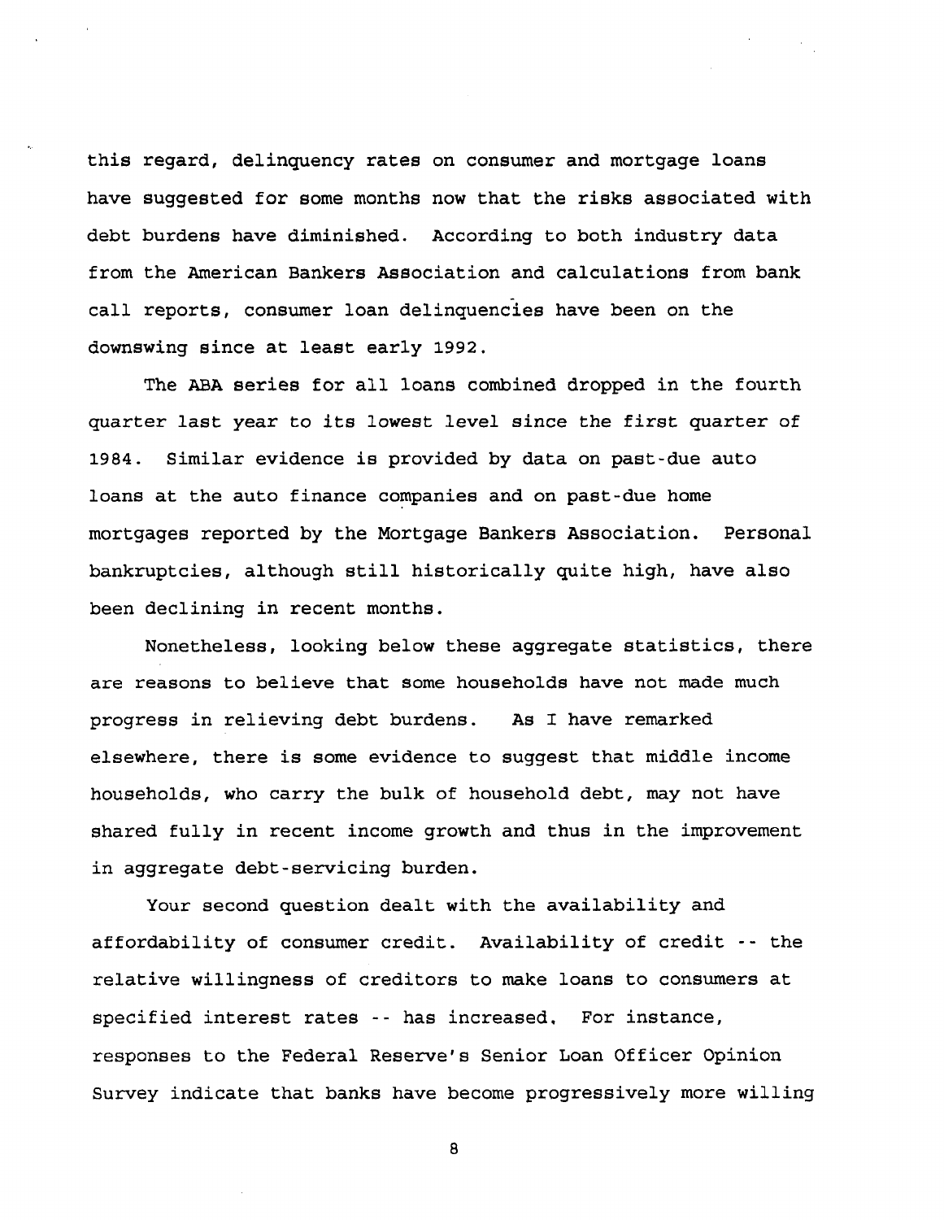this regard, delinquency rates on consumer and mortgage loans have suggested for some months now that the risks associated with debt burdens have diminished. According to both industry data from the American Bankers Association and calculations from bank call reports, consumer loan delinquencies have been on the downswing since at least early 1992.

The ABA series for all loans combined dropped in the fourth quarter last year to its lowest level since the first quarter of 1984. Similar evidence is provided by data on past-due auto loans at the auto finance companies and on past-due home mortgages reported by the Mortgage Bankers Association. Personal bankruptcies, although still historically quite high, have also been declining in recent months.

Nonetheless, looking below these aggregate statistics, there are reasons to believe that some households have not made much progress in relieving debt burdens. As I have remarked elsewhere, there is some evidence to suggest that middle income households, who carry the bulk of household debt, may not have shared fully in recent income growth and thus in the improvement in aggregate debt-servicing burden.

Your second question dealt with the availability and affordability of consumer credit. Availability of credit -- the relative willingness of creditors to make loans to consumers at specified interest rates -- has increased. For instance, responses to the Federal Reserve's Senior Loan Officer Opinion Survey indicate that banks have become progressively more willing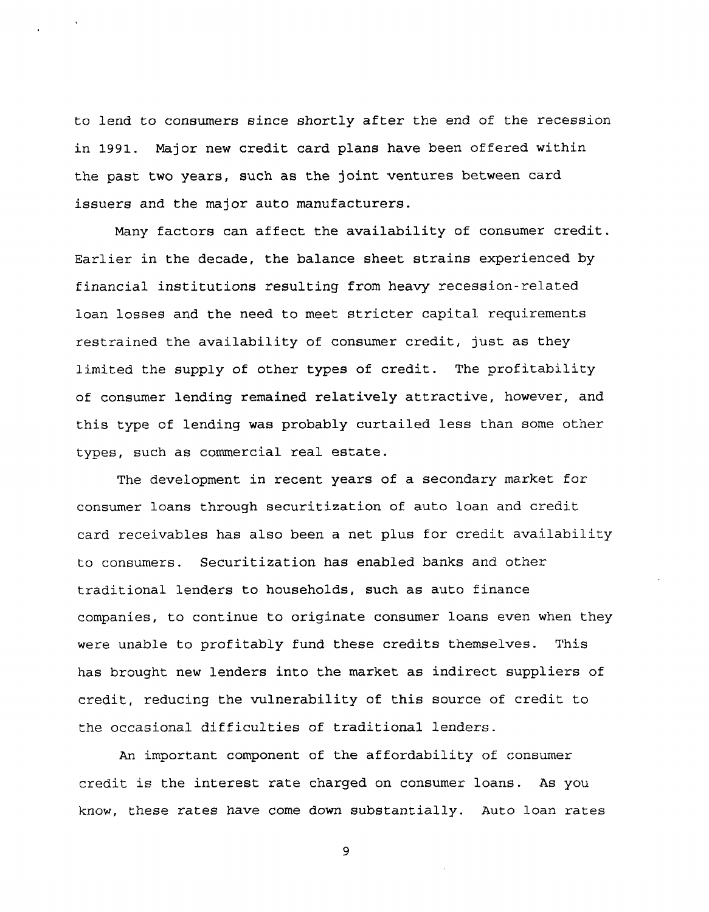to lend to consumers since shortly after the end of the recession in 1991. Major new credit card plans have been offered within the past two years, such as the joint ventures between card issuers and the major auto manufacturers.

Many factors can affect the availability of consumer credit. Earlier in the decade, the balance sheet strains experienced by financial institutions resulting from heavy recession-related loan losses and the need to meet stricter capital requirements restrained the availability of consumer credit, just as they limited the supply of other types of credit. The profitability of consumer lending remained relatively attractive, however, and this type of lending was probably curtailed less than some other types, such as commercial real estate.

The development in recent years of a secondary market for consumer loans through securitization of auto loan and credit card receivables has also been a net plus for credit availability to consumers. Securitization has enabled banks and other traditional lenders to households, such as auto finance companies, to continue to originate consumer loans even when they were unable to profitably fund these credits themselves. This has brought new lenders into the market as indirect suppliers of credit, reducing the vulnerability of this source of credit to the occasional difficulties of traditional lenders.

An important component of the affordability of consumer credit is the interest rate charged on consumer loans. As you know, these rates have come down substantially. Auto loan rates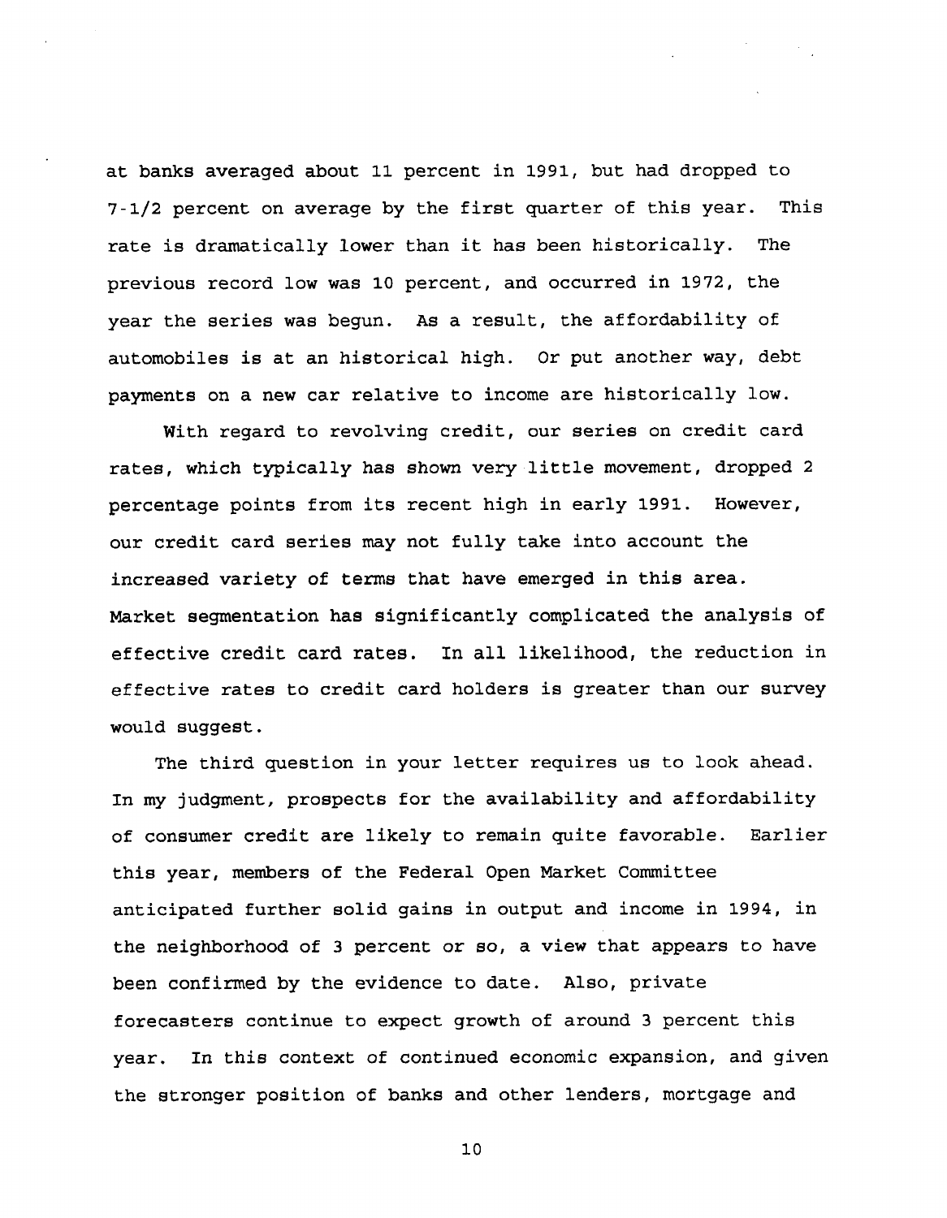at banks averaged about 11 percent in 1991, but had dropped to 7-1/2 percent on average by the first quarter of this year. This rate is dramatically lower than it has been historically. The previous record low was 10 percent, and occurred in 1972, the year the series was begun. As a result, the affordability of automobiles is at an historical high. Or put another way, debt payments on a new car relative to income are historically low.

With regard to revolving credit, our series on credit card rates, which typically has shown very little movement, dropped 2 percentage points from its recent high in early 1991. However, our credit card series may not fully take into account the increased variety of terms that have emerged in this area. Market segmentation has significantly complicated the analysis of effective credit card rates. In all likelihood, the reduction in effective rates to credit card holders is greater than our survey would suggest.

The third question in your letter requires us to look ahead. In my judgment, prospects for the availability and affordability of consumer credit are likely to remain quite favorable. Earlier this year, members of the Federal Open Market Committee anticipated further solid gains in output and income in 1994, in the neighborhood of 3 percent or so, a view that appears to have been confirmed by the evidence to date. Also, private forecasters continue to expect growth of around 3 percent this year. In this context of continued economic expansion, and given the stronger position of banks and other lenders, mortgage and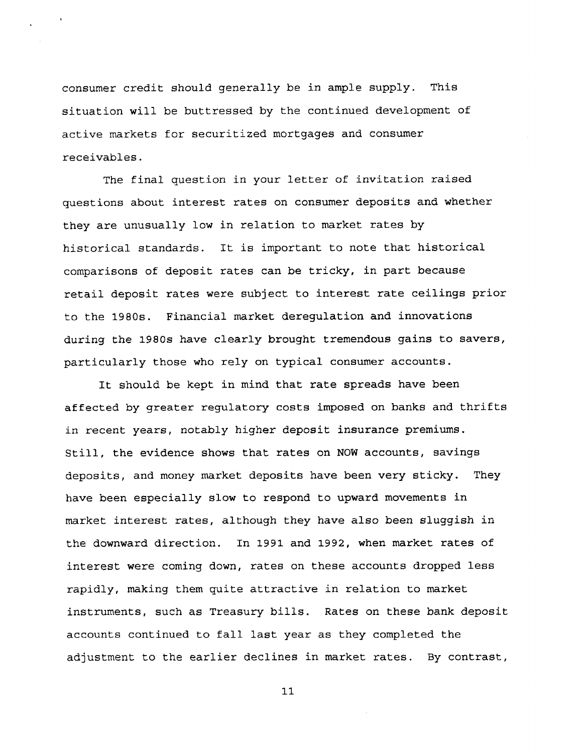consumer credit should generally be in ample supply. This situation will be buttressed by the continued development of active markets for securitized mortgages and consumer receivables.

The final question in your letter of invitation raised questions about interest rates on consumer deposits and whether they are unusually low in relation to market rates by historical standards. It is important to note that historical comparisons of deposit rates can be tricky, in part because retail deposit rates were subject to interest rate ceilings prior to the 1980s. Financial market deregulation and innovations during the 1980s have clearly brought tremendous gains to savers, particularly those who rely on typical consumer accounts.

It should be kept in mind that rate spreads have been affected by greater regulatory costs imposed on banks and thrifts in recent years, notably higher deposit insurance premiums. Still, the evidence shows that rates on NOW accounts, savings deposits, and money market deposits have been very sticky. They have been especially slow to respond to upward movements in market interest rates, although they have also been sluggish in the downward direction. In 1991 and 1992, when market rates of interest were coming down, rates on these accounts dropped less rapidly, making them quite attractive in relation to market instruments, such as Treasury bills. Rates on these bank deposit accounts continued to fall last year as they completed the adjustment to the earlier declines in market rates. By contrast,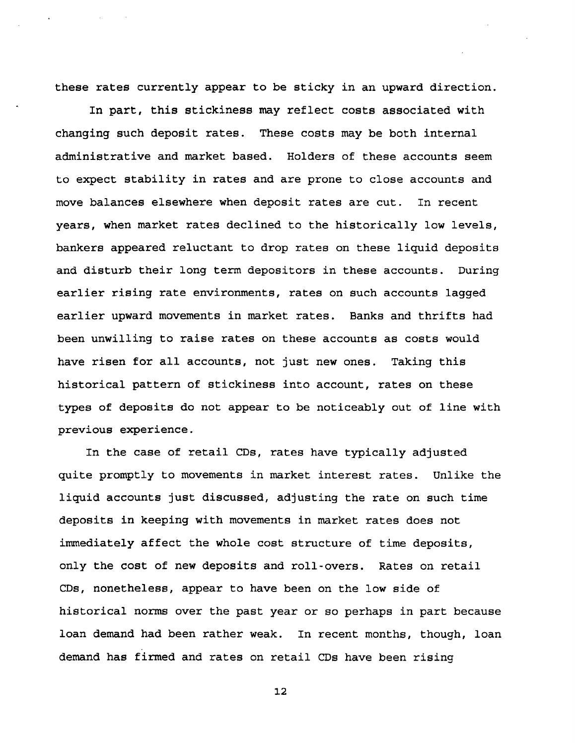these rates currently appear to be sticky in an upward direction.

In part, this stickiness may reflect costs associated with changing such deposit rates. These costs may be both internal administrative and market based. Holders of these accounts seem to expect stability in rates and are prone to close accounts and move balances elsewhere when deposit rates are cut. In recent years, when market rates declined to the historically low levels, bankers appeared reluctant to drop rates on these liquid deposits and disturb their long term depositors in these accounts. During earlier rising rate environments, rates on such accounts lagged earlier upward movements in market rates. Banks and thrifts had been unwilling to raise rates on these accounts as costs would have risen for all accounts, not just new ones. Taking this historical pattern of stickiness into account, rates on these types of deposits do not appear to be noticeably out of line with previous experience.

In the case of retail CDs, rates have typically adjusted quite promptly to movements in market interest rates. Unlike the liquid accounts just discussed, adjusting the rate on such time deposits in keeping with movements in market rates does not immediately affect the whole cost structure of time deposits, only the cost of new deposits and roll-overs. Rates on retail CDs, nonetheless, appear to have been on the low side of historical norms over the past year or so perhaps in part because loan demand had been rather weak. In recent months, though, loan demand has firmed and rates on retail CDs have been rising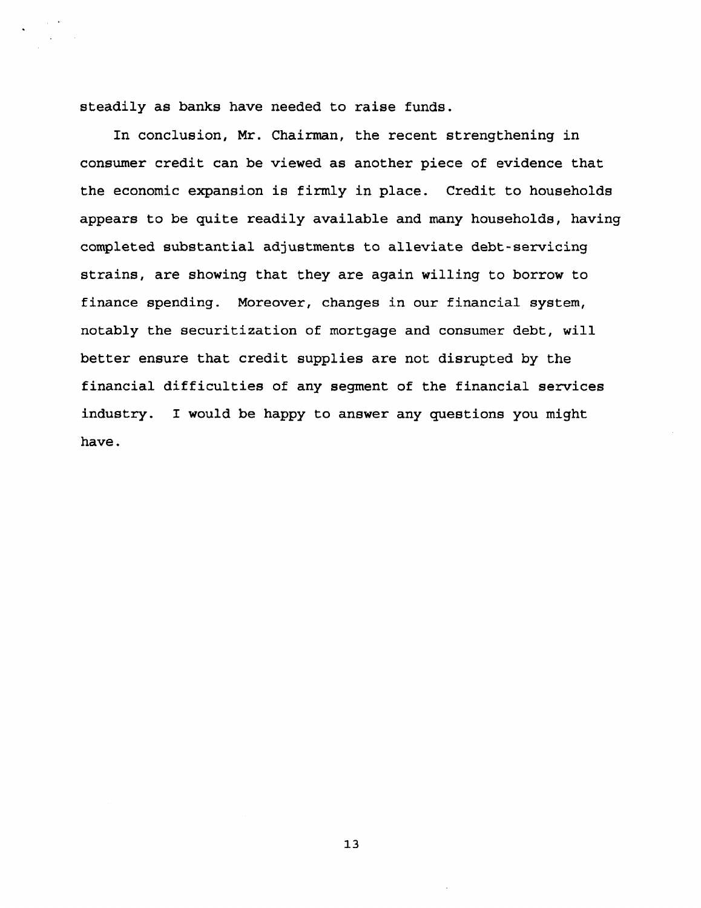steadily as banks have needed to raise funds.

In conclusion, Mr. Chairman, the recent strengthening in consumer credit can be viewed as another piece of evidence that the economic expansion is firmly in place. Credit to households appears to be quite readily available and many households, having completed substantial adjustments to alleviate debt-servicing strains, are showing that they are again willing to borrow to finance spending. Moreover, changes in our financial system, notably the securitization of mortgage and consumer debt, will better ensure that credit supplies are not disrupted by the financial difficulties of any segment of the financial services industry. I would be happy to answer any questions you might have.